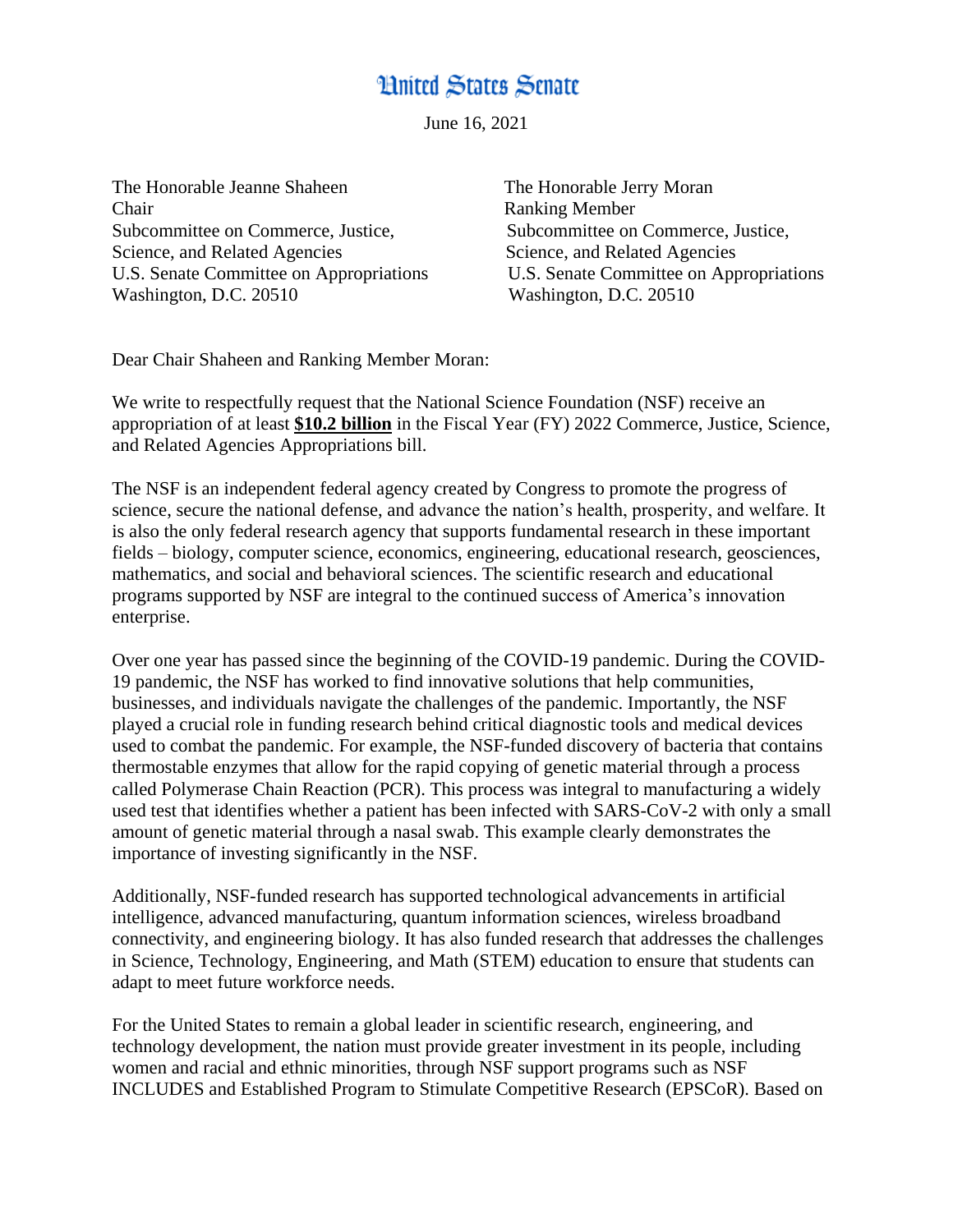# United States Senate

June 16, 2021

The Honorable Jeanne Shaheen
Chair
Subcommittee on Commerce, Justice, Science, and Related Agencies
U.S. Senate Committee on Appropriations
Washington, D.C. 20510

The Honorable Jerry Moran
Ranking Member
Subcommittee on Commerce, Justice, Science, and Related Agencies
U.S. Senate Committee on Appropriations
Washington, D.C. 20510

Dear Chair Shaheen and Ranking Member Moran:

We write to respectfully request that the National Science Foundation (NSF) receive an appropriation of at least **$10.2 billion** in the Fiscal Year (FY) 2022 Commerce, Justice, Science, and Related Agencies Appropriations bill.

The NSF is an independent federal agency created by Congress to promote the progress of science, secure the national defense, and advance the nation's health, prosperity, and welfare. It is also the only federal research agency that supports fundamental research in these important fields – biology, computer science, economics, engineering, educational research, geosciences, mathematics, and social and behavioral sciences. The scientific research and educational programs supported by NSF are integral to the continued success of America's innovation enterprise.

Over one year has passed since the beginning of the COVID-19 pandemic. During the COVID-19 pandemic, the NSF has worked to find innovative solutions that help communities, businesses, and individuals navigate the challenges of the pandemic. Importantly, the NSF played a crucial role in funding research behind critical diagnostic tools and medical devices used to combat the pandemic. For example, the NSF-funded discovery of bacteria that contains thermostable enzymes that allow for the rapid copying of genetic material through a process called Polymerase Chain Reaction (PCR). This process was integral to manufacturing a widely used test that identifies whether a patient has been infected with SARS-CoV-2 with only a small amount of genetic material through a nasal swab. This example clearly demonstrates the importance of investing significantly in the NSF.

Additionally, NSF-funded research has supported technological advancements in artificial intelligence, advanced manufacturing, quantum information sciences, wireless broadband connectivity, and engineering biology. It has also funded research that addresses the challenges in Science, Technology, Engineering, and Math (STEM) education to ensure that students can adapt to meet future workforce needs.

For the United States to remain a global leader in scientific research, engineering, and technology development, the nation must provide greater investment in its people, including women and racial and ethnic minorities, through NSF support programs such as NSF INCLUDES and Established Program to Stimulate Competitive Research (EPSCoR). Based on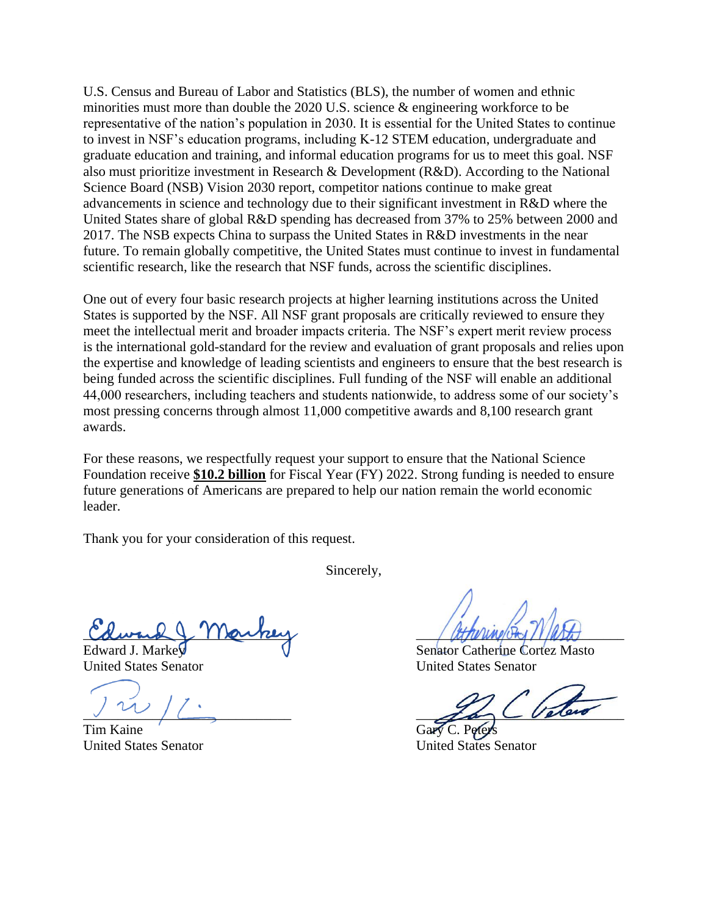U.S. Census and Bureau of Labor and Statistics (BLS), the number of women and ethnic minorities must more than double the 2020 U.S. science & engineering workforce to be representative of the nation's population in 2030. It is essential for the United States to continue to invest in NSF's education programs, including K-12 STEM education, undergraduate and graduate education and training, and informal education programs for us to meet this goal. NSF also must prioritize investment in Research & Development (R&D). According to the National Science Board (NSB) Vision 2030 report, competitor nations continue to make great advancements in science and technology due to their significant investment in R&D where the United States share of global R&D spending has decreased from 37% to 25% between 2000 and 2017. The NSB expects China to surpass the United States in R&D investments in the near future. To remain globally competitive, the United States must continue to invest in fundamental scientific research, like the research that NSF funds, across the scientific disciplines.

One out of every four basic research projects at higher learning institutions across the United States is supported by the NSF. All NSF grant proposals are critically reviewed to ensure they meet the intellectual merit and broader impacts criteria. The NSF's expert merit review process is the international gold-standard for the review and evaluation of grant proposals and relies upon the expertise and knowledge of leading scientists and engineers to ensure that the best research is being funded across the scientific disciplines. Full funding of the NSF will enable an additional 44,000 researchers, including teachers and students nationwide, to address some of our society's most pressing concerns through almost 11,000 competitive awards and 8,100 research grant awards.

For these reasons, we respectfully request your support to ensure that the National Science Foundation receive **<u>$10.2 billion</u>** for Fiscal Year (FY) 2022. Strong funding is needed to ensure future generations of Americans are prepared to help our nation remain the world economic leader.

Thank you for your consideration of this request.

Sincerely,

Edward J. Markey
United States Senator

Senator Catherine Cortez Masto
United States Senator

Tim Kaine
United States Senator

Gary C. Peters
United States Senator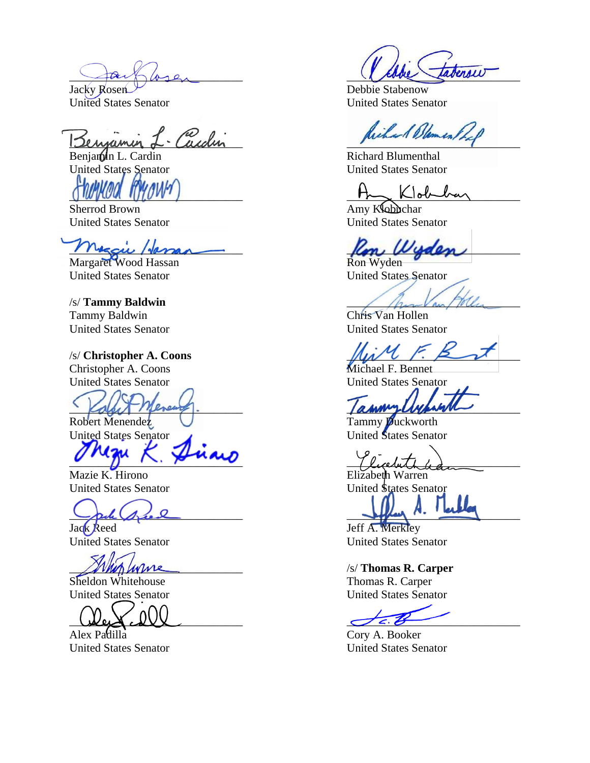Jacky Rosen
United States Senator

Benjamin L. Cardin
United States Senator

Sherrod Brown
United States Senator

Margaret Wood Hassan
United States Senator

/s/ **Tammy Baldwin**
Tammy Baldwin
United States Senator

/s/ **Christopher A. Coons**
Christopher A. Coons
United States Senator

Robert Menendez
United States Senator

Mazie K. Hirono
United States Senator

Jack Reed
United States Senator

Sheldon Whitehouse
United States Senator

Alex Padilla
United States Senator

Debbie Stabenow
United States Senator

Richard Blumenthal
United States Senator

Amy Klobuchar
United States Senator

Ron Wyden
United States Senator

Chris Van Hollen
United States Senator

Michael F. Bennet
United States Senator

Tammy Duckworth
United States Senator

Elizabeth Warren
United States Senator

Jeff A. Merkley
United States Senator

/s/ **Thomas R. Carper**
Thomas R. Carper
United States Senator

Cory A. Booker
United States Senator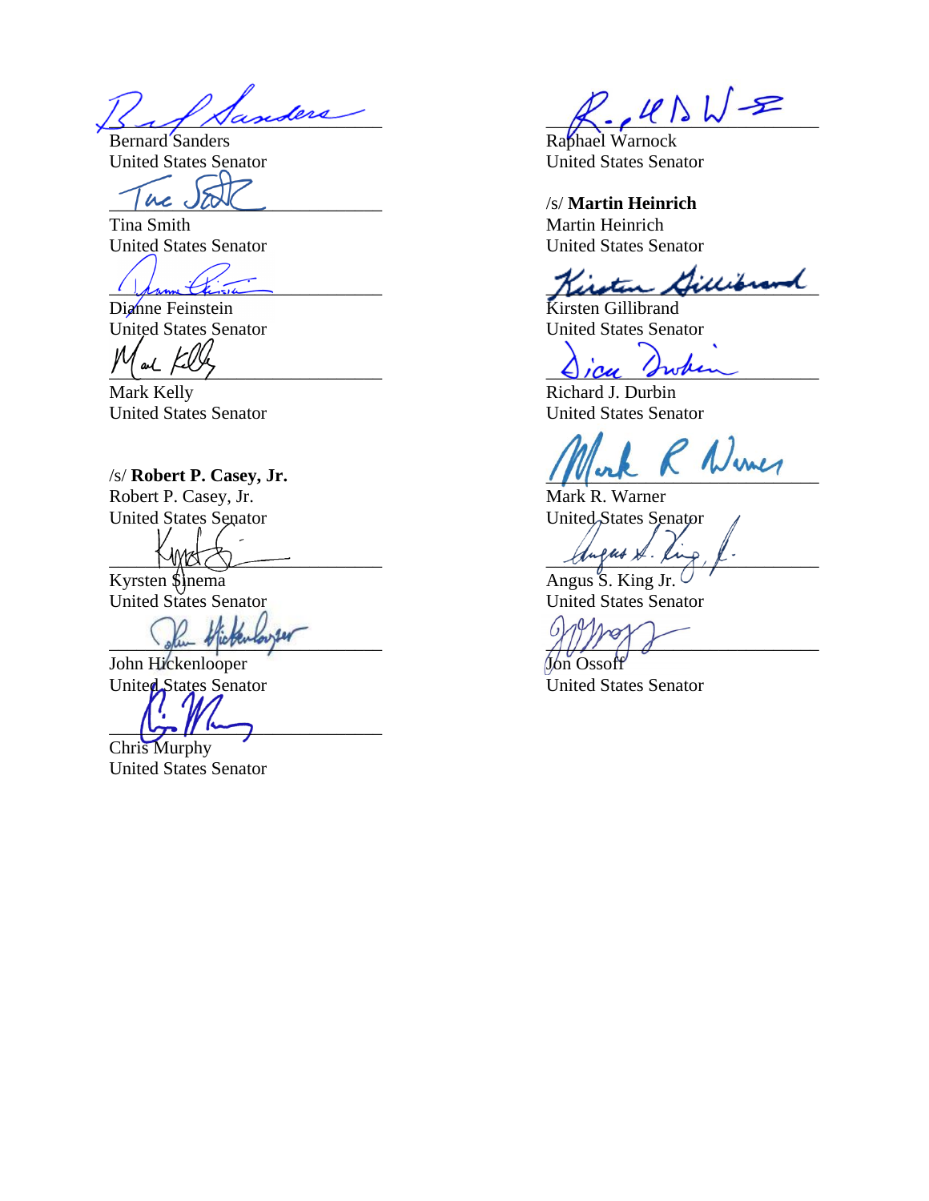Bernard Sanders
United States Senator

Tina Smith
United States Senator

Dianne Feinstein
United States Senator

Mark Kelly
United States Senator

/s/ **Robert P. Casey, Jr.**
Robert P. Casey, Jr.
United States Senator

Kyrsten Sinema
United States Senator

John Hickenlooper
United States Senator

Chris Murphy
United States Senator

Raphael Warnock
United States Senator

/s/ **Martin Heinrich**
Martin Heinrich
United States Senator

Kirsten Gillibrand
United States Senator

Richard J. Durbin
United States Senator

Mark R. Warner
United States Senator

Angus S. King Jr.
United States Senator

Jon Ossoff
United States Senator